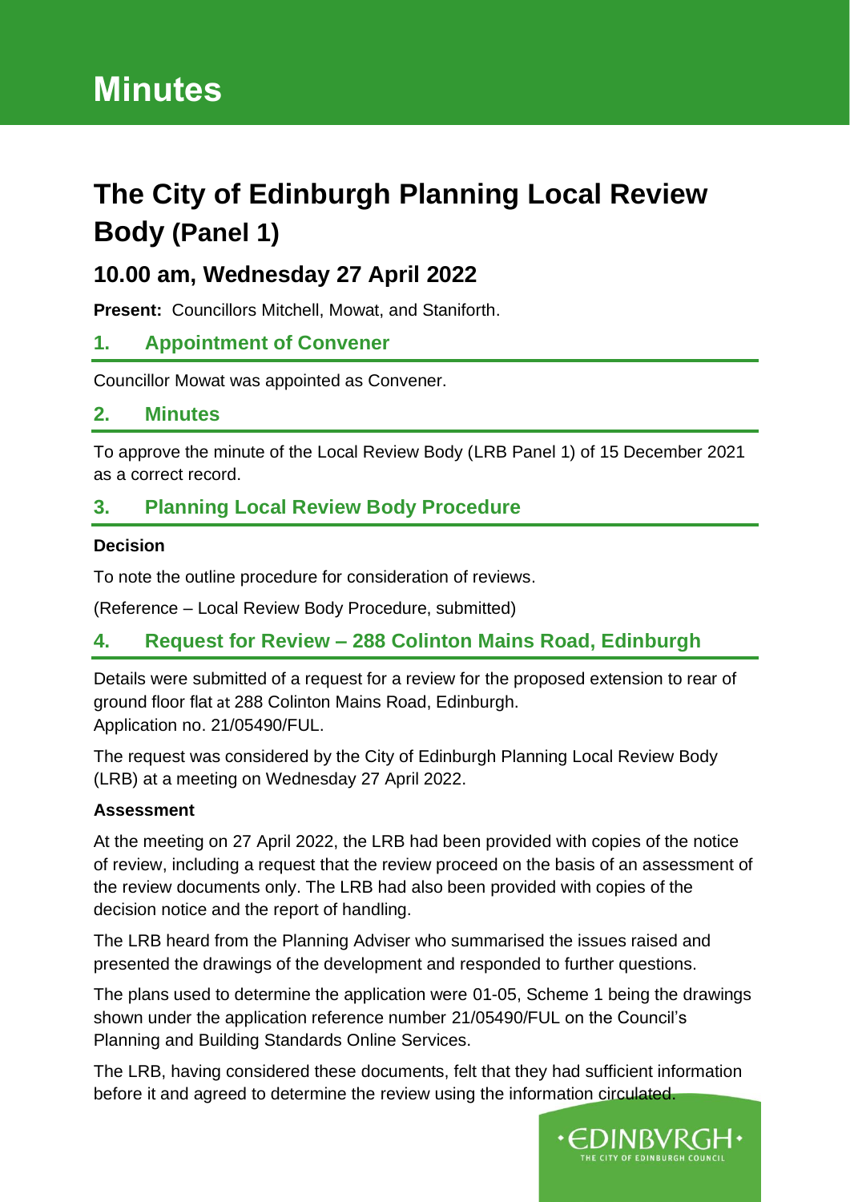# Minutes

## The City of Edinburgh Planning Local Review Body (Panel 1)

### 10.00 am, Wednesday 27 April 2022

**Present:** Councillors Mitchell, Mowat, and Staniforth.

### 1. Appointment of Convener

Councillor Mowat was appointed as Convener.

### 2. Minutes

To approve the minute of the Local Review Body (LRB Panel 1) of 15 December 2021 as a correct record.

### 3. Planning Local Review Body Procedure

**Decision**

To note the outline procedure for consideration of reviews.

(Reference – Local Review Body Procedure, submitted)

### 4. Request for Review – 288 Colinton Mains Road, Edinburgh

Details were submitted of a request for a review for the proposed extension to rear of ground floor flat at 288 Colinton Mains Road, Edinburgh.
Application no. 21/05490/FUL.

The request was considered by the City of Edinburgh Planning Local Review Body (LRB) at a meeting on Wednesday 27 April 2022.

**Assessment**

At the meeting on 27 April 2022, the LRB had been provided with copies of the notice of review, including a request that the review proceed on the basis of an assessment of the review documents only. The LRB had also been provided with copies of the decision notice and the report of handling.

The LRB heard from the Planning Adviser who summarised the issues raised and presented the drawings of the development and responded to further questions.

The plans used to determine the application were 01-05, Scheme 1 being the drawings shown under the application reference number 21/05490/FUL on the Council's Planning and Building Standards Online Services.

The LRB, having considered these documents, felt that they had sufficient information before it and agreed to determine the review using the information circulated.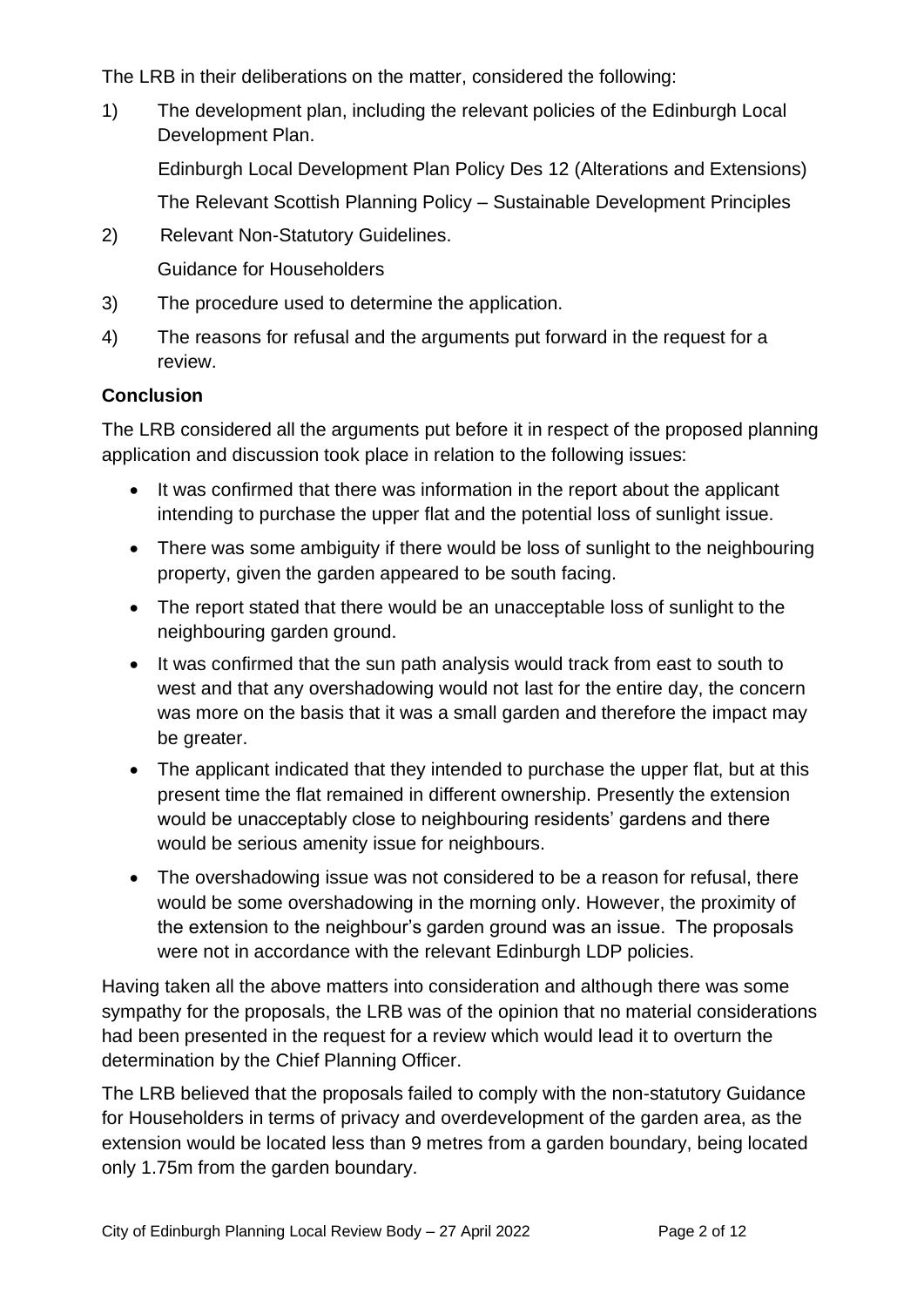The LRB in their deliberations on the matter, considered the following:

1) The development plan, including the relevant policies of the Edinburgh Local Development Plan.

   Edinburgh Local Development Plan Policy Des 12 (Alterations and Extensions)

   The Relevant Scottish Planning Policy – Sustainable Development Principles

2) Relevant Non-Statutory Guidelines.

   Guidance for Householders

3) The procedure used to determine the application.

4) The reasons for refusal and the arguments put forward in the request for a review.

**Conclusion**

The LRB considered all the arguments put before it in respect of the proposed planning application and discussion took place in relation to the following issues:

- It was confirmed that there was information in the report about the applicant intending to purchase the upper flat and the potential loss of sunlight issue.
- There was some ambiguity if there would be loss of sunlight to the neighbouring property, given the garden appeared to be south facing.
- The report stated that there would be an unacceptable loss of sunlight to the neighbouring garden ground.
- It was confirmed that the sun path analysis would track from east to south to west and that any overshadowing would not last for the entire day, the concern was more on the basis that it was a small garden and therefore the impact may be greater.
- The applicant indicated that they intended to purchase the upper flat, but at this present time the flat remained in different ownership. Presently the extension would be unacceptably close to neighbouring residents' gardens and there would be serious amenity issue for neighbours.
- The overshadowing issue was not considered to be a reason for refusal, there would be some overshadowing in the morning only. However, the proximity of the extension to the neighbour's garden ground was an issue. The proposals were not in accordance with the relevant Edinburgh LDP policies.

Having taken all the above matters into consideration and although there was some sympathy for the proposals, the LRB was of the opinion that no material considerations had been presented in the request for a review which would lead it to overturn the determination by the Chief Planning Officer.

The LRB believed that the proposals failed to comply with the non-statutory Guidance for Householders in terms of privacy and overdevelopment of the garden area, as the extension would be located less than 9 metres from a garden boundary, being located only 1.75m from the garden boundary.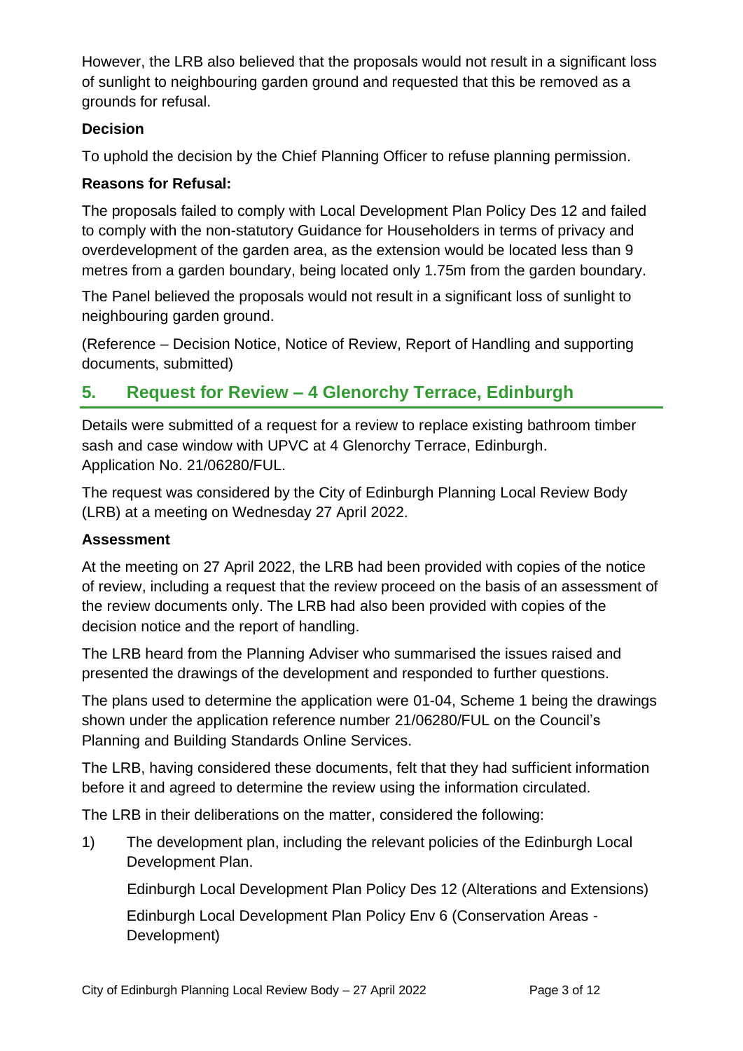However, the LRB also believed that the proposals would not result in a significant loss of sunlight to neighbouring garden ground and requested that this be removed as a grounds for refusal.

**Decision**

To uphold the decision by the Chief Planning Officer to refuse planning permission.

**Reasons for Refusal:**

The proposals failed to comply with Local Development Plan Policy Des 12 and failed to comply with the non-statutory Guidance for Householders in terms of privacy and overdevelopment of the garden area, as the extension would be located less than 9 metres from a garden boundary, being located only 1.75m from the garden boundary.

The Panel believed the proposals would not result in a significant loss of sunlight to neighbouring garden ground.

(Reference – Decision Notice, Notice of Review, Report of Handling and supporting documents, submitted)

## 5. Request for Review – 4 Glenorchy Terrace, Edinburgh

Details were submitted of a request for a review to replace existing bathroom timber sash and case window with UPVC at 4 Glenorchy Terrace, Edinburgh. Application No. 21/06280/FUL.

The request was considered by the City of Edinburgh Planning Local Review Body (LRB) at a meeting on Wednesday 27 April 2022.

**Assessment**

At the meeting on 27 April 2022, the LRB had been provided with copies of the notice of review, including a request that the review proceed on the basis of an assessment of the review documents only. The LRB had also been provided with copies of the decision notice and the report of handling.

The LRB heard from the Planning Adviser who summarised the issues raised and presented the drawings of the development and responded to further questions.

The plans used to determine the application were 01-04, Scheme 1 being the drawings shown under the application reference number 21/06280/FUL on the Council's Planning and Building Standards Online Services.

The LRB, having considered these documents, felt that they had sufficient information before it and agreed to determine the review using the information circulated.

The LRB in their deliberations on the matter, considered the following:

1) The development plan, including the relevant policies of the Edinburgh Local Development Plan.

   Edinburgh Local Development Plan Policy Des 12 (Alterations and Extensions)

   Edinburgh Local Development Plan Policy Env 6 (Conservation Areas - Development)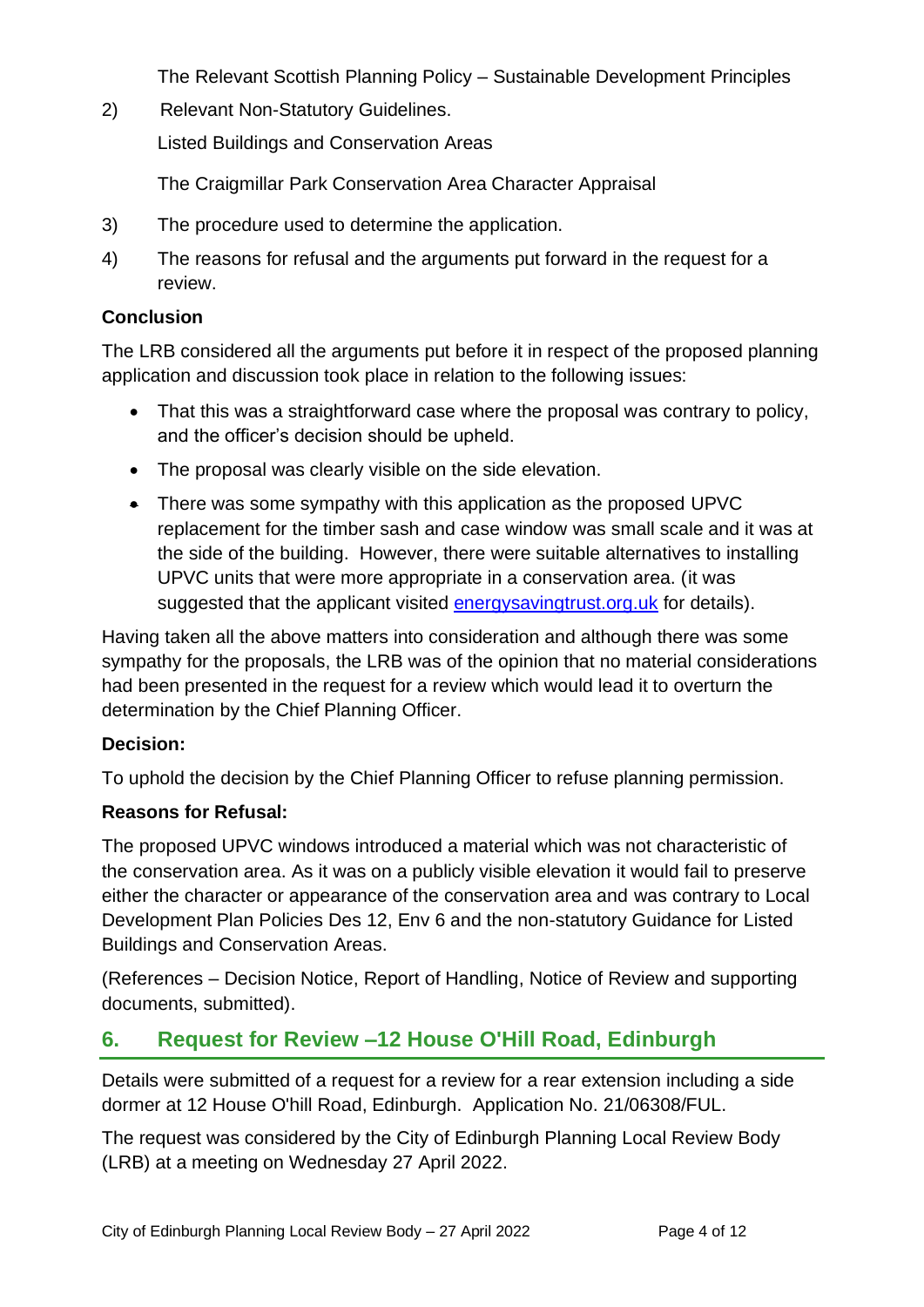The Relevant Scottish Planning Policy – Sustainable Development Principles

2) Relevant Non-Statutory Guidelines.

   Listed Buildings and Conservation Areas

   The Craigmillar Park Conservation Area Character Appraisal

3) The procedure used to determine the application.

4) The reasons for refusal and the arguments put forward in the request for a review.

**Conclusion**

The LRB considered all the arguments put before it in respect of the proposed planning application and discussion took place in relation to the following issues:

- That this was a straightforward case where the proposal was contrary to policy, and the officer's decision should be upheld.
- The proposal was clearly visible on the side elevation.
- There was some sympathy with this application as the proposed UPVC replacement for the timber sash and case window was small scale and it was at the side of the building. However, there were suitable alternatives to installing UPVC units that were more appropriate in a conservation area. (it was suggested that the applicant visited energysavingtrust.org.uk for details).

Having taken all the above matters into consideration and although there was some sympathy for the proposals, the LRB was of the opinion that no material considerations had been presented in the request for a review which would lead it to overturn the determination by the Chief Planning Officer.

**Decision:**

To uphold the decision by the Chief Planning Officer to refuse planning permission.

**Reasons for Refusal:**

The proposed UPVC windows introduced a material which was not characteristic of the conservation area. As it was on a publicly visible elevation it would fail to preserve either the character or appearance of the conservation area and was contrary to Local Development Plan Policies Des 12, Env 6 and the non-statutory Guidance for Listed Buildings and Conservation Areas.

(References – Decision Notice, Report of Handling, Notice of Review and supporting documents, submitted).

## 6. Request for Review –12 House O'Hill Road, Edinburgh

Details were submitted of a request for a review for a rear extension including a side dormer at 12 House O'hill Road, Edinburgh. Application No. 21/06308/FUL.

The request was considered by the City of Edinburgh Planning Local Review Body (LRB) at a meeting on Wednesday 27 April 2022.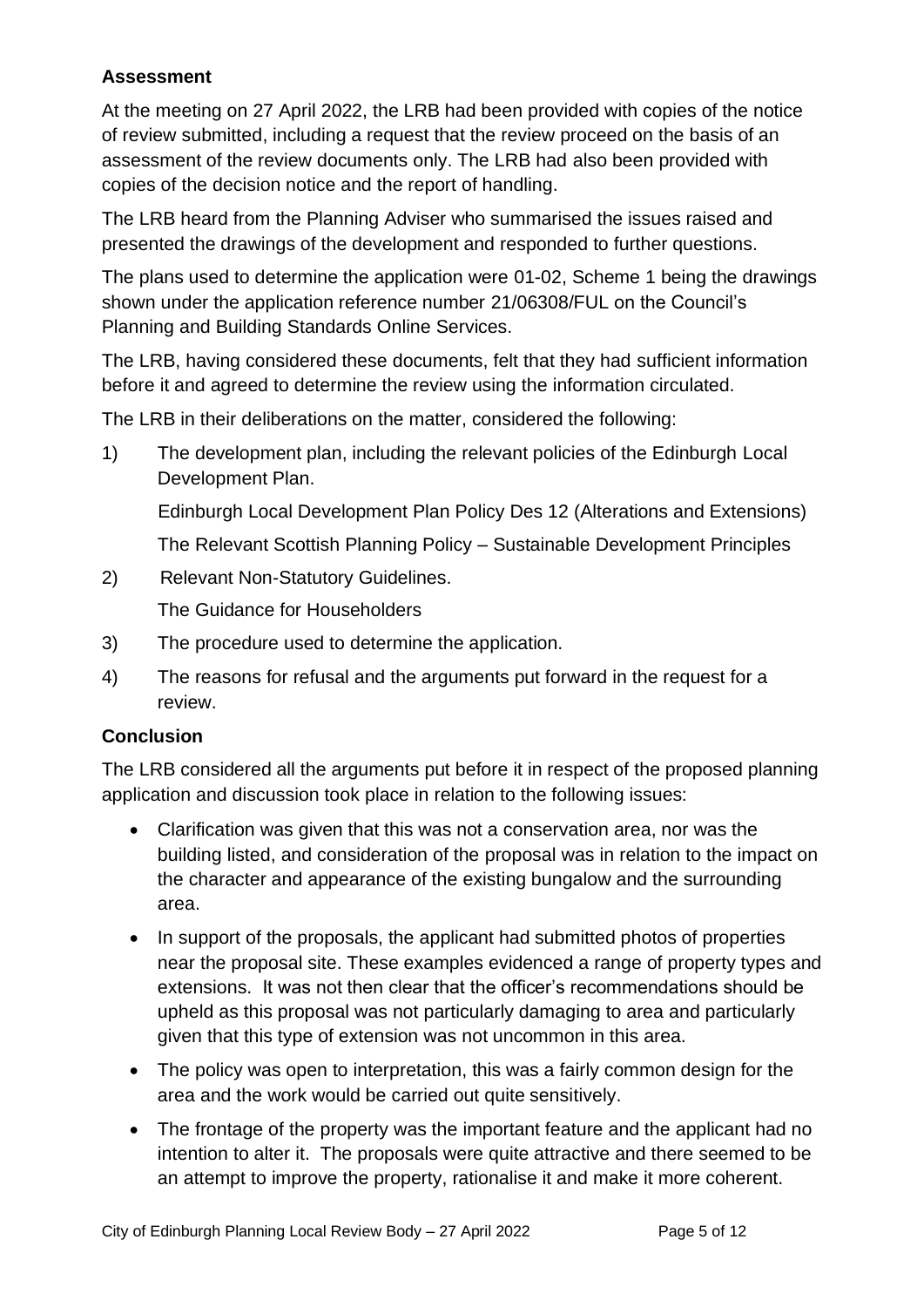**Assessment**

At the meeting on 27 April 2022, the LRB had been provided with copies of the notice of review submitted, including a request that the review proceed on the basis of an assessment of the review documents only. The LRB had also been provided with copies of the decision notice and the report of handling.

The LRB heard from the Planning Adviser who summarised the issues raised and presented the drawings of the development and responded to further questions.

The plans used to determine the application were 01-02, Scheme 1 being the drawings shown under the application reference number 21/06308/FUL on the Council's Planning and Building Standards Online Services.

The LRB, having considered these documents, felt that they had sufficient information before it and agreed to determine the review using the information circulated.

The LRB in their deliberations on the matter, considered the following:

1) The development plan, including the relevant policies of the Edinburgh Local Development Plan.

   Edinburgh Local Development Plan Policy Des 12 (Alterations and Extensions)

   The Relevant Scottish Planning Policy – Sustainable Development Principles

2) Relevant Non-Statutory Guidelines.

   The Guidance for Householders

3) The procedure used to determine the application.

4) The reasons for refusal and the arguments put forward in the request for a review.

**Conclusion**

The LRB considered all the arguments put before it in respect of the proposed planning application and discussion took place in relation to the following issues:

- Clarification was given that this was not a conservation area, nor was the building listed, and consideration of the proposal was in relation to the impact on the character and appearance of the existing bungalow and the surrounding area.
- In support of the proposals, the applicant had submitted photos of properties near the proposal site. These examples evidenced a range of property types and extensions. It was not then clear that the officer's recommendations should be upheld as this proposal was not particularly damaging to area and particularly given that this type of extension was not uncommon in this area.
- The policy was open to interpretation, this was a fairly common design for the area and the work would be carried out quite sensitively.
- The frontage of the property was the important feature and the applicant had no intention to alter it. The proposals were quite attractive and there seemed to be an attempt to improve the property, rationalise it and make it more coherent.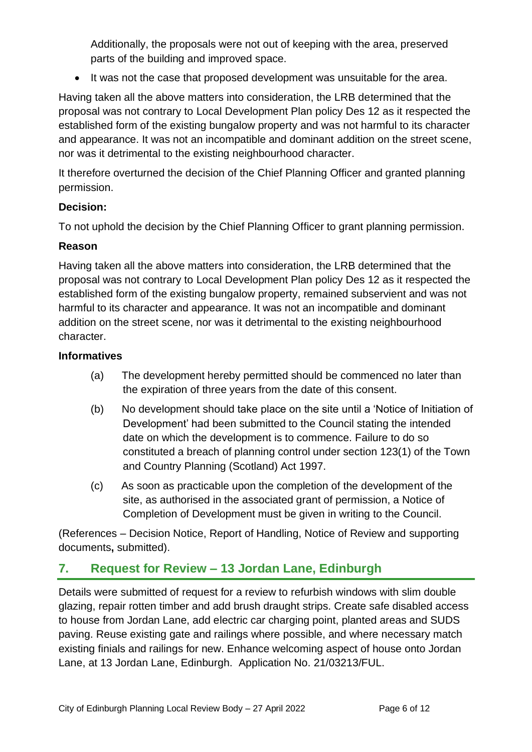Additionally, the proposals were not out of keeping with the area, preserved parts of the building and improved space.

- It was not the case that proposed development was unsuitable for the area.

Having taken all the above matters into consideration, the LRB determined that the proposal was not contrary to Local Development Plan policy Des 12 as it respected the established form of the existing bungalow property and was not harmful to its character and appearance. It was not an incompatible and dominant addition on the street scene, nor was it detrimental to the existing neighbourhood character.

It therefore overturned the decision of the Chief Planning Officer and granted planning permission.

**Decision:**

To not uphold the decision by the Chief Planning Officer to grant planning permission.

**Reason**

Having taken all the above matters into consideration, the LRB determined that the proposal was not contrary to Local Development Plan policy Des 12 as it respected the established form of the existing bungalow property, remained subservient and was not harmful to its character and appearance. It was not an incompatible and dominant addition on the street scene, nor was it detrimental to the existing neighbourhood character.

**Informatives**

(a) The development hereby permitted should be commenced no later than the expiration of three years from the date of this consent.

(b) No development should take place on the site until a 'Notice of Initiation of Development' had been submitted to the Council stating the intended date on which the development is to commence. Failure to do so constituted a breach of planning control under section 123(1) of the Town and Country Planning (Scotland) Act 1997.

(c) As soon as practicable upon the completion of the development of the site, as authorised in the associated grant of permission, a Notice of Completion of Development must be given in writing to the Council.

(References – Decision Notice, Report of Handling, Notice of Review and supporting documents**,** submitted).

## 7. Request for Review – 13 Jordan Lane, Edinburgh

Details were submitted of request for a review to refurbish windows with slim double glazing, repair rotten timber and add brush draught strips. Create safe disabled access to house from Jordan Lane, add electric car charging point, planted areas and SUDS paving. Reuse existing gate and railings where possible, and where necessary match existing finials and railings for new. Enhance welcoming aspect of house onto Jordan Lane, at 13 Jordan Lane, Edinburgh. Application No. 21/03213/FUL.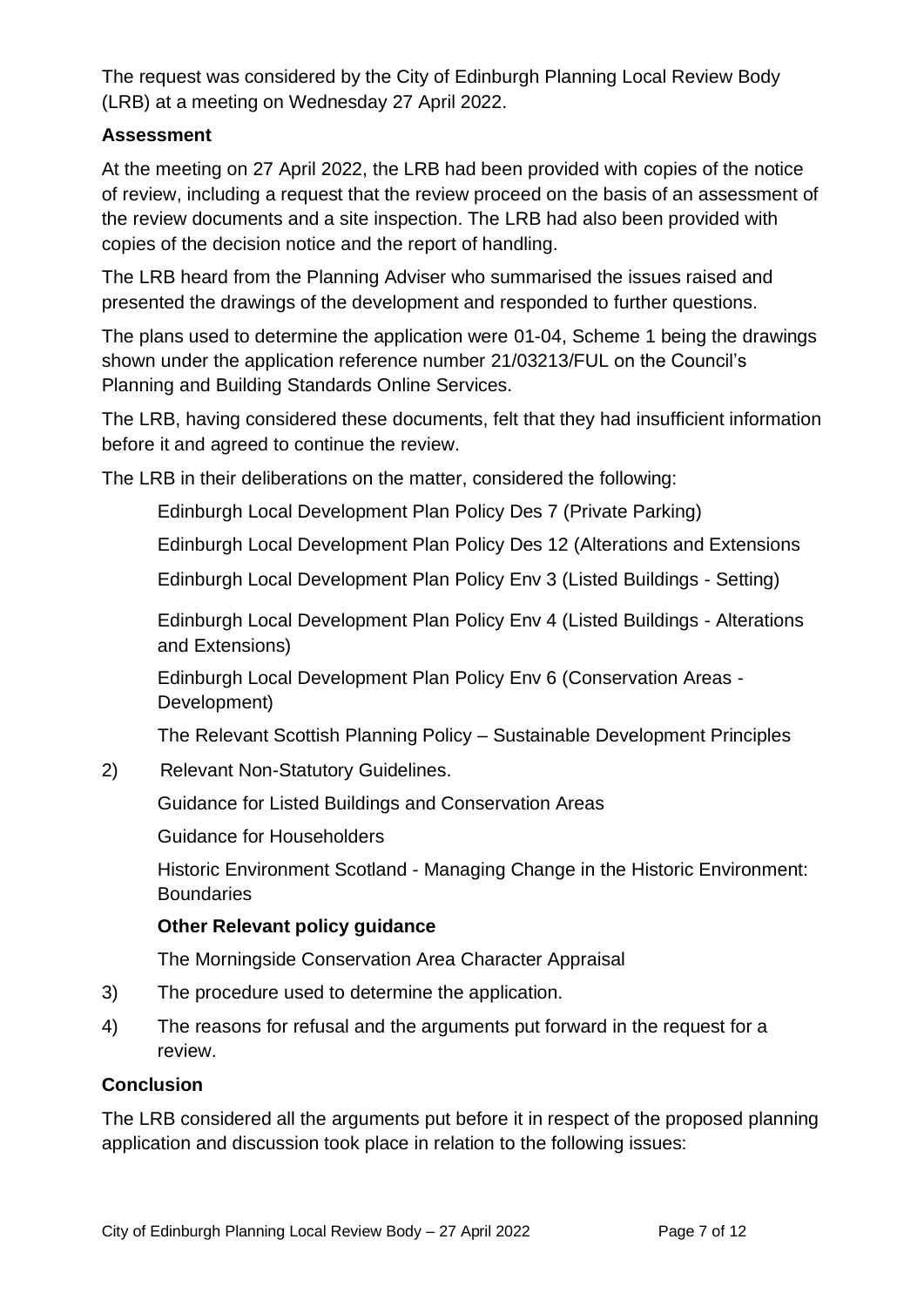The request was considered by the City of Edinburgh Planning Local Review Body (LRB) at a meeting on Wednesday 27 April 2022.

**Assessment**

At the meeting on 27 April 2022, the LRB had been provided with copies of the notice of review, including a request that the review proceed on the basis of an assessment of the review documents and a site inspection. The LRB had also been provided with copies of the decision notice and the report of handling.

The LRB heard from the Planning Adviser who summarised the issues raised and presented the drawings of the development and responded to further questions.

The plans used to determine the application were 01-04, Scheme 1 being the drawings shown under the application reference number 21/03213/FUL on the Council's Planning and Building Standards Online Services.

The LRB, having considered these documents, felt that they had insufficient information before it and agreed to continue the review.

The LRB in their deliberations on the matter, considered the following:

Edinburgh Local Development Plan Policy Des 7 (Private Parking)

Edinburgh Local Development Plan Policy Des 12 (Alterations and Extensions

Edinburgh Local Development Plan Policy Env 3 (Listed Buildings - Setting)

Edinburgh Local Development Plan Policy Env 4 (Listed Buildings - Alterations and Extensions)

Edinburgh Local Development Plan Policy Env 6 (Conservation Areas - Development)

The Relevant Scottish Planning Policy – Sustainable Development Principles

2) Relevant Non-Statutory Guidelines.

Guidance for Listed Buildings and Conservation Areas

Guidance for Householders

Historic Environment Scotland - Managing Change in the Historic Environment: Boundaries

**Other Relevant policy guidance**

The Morningside Conservation Area Character Appraisal

3) The procedure used to determine the application.

4) The reasons for refusal and the arguments put forward in the request for a review.

**Conclusion**

The LRB considered all the arguments put before it in respect of the proposed planning application and discussion took place in relation to the following issues: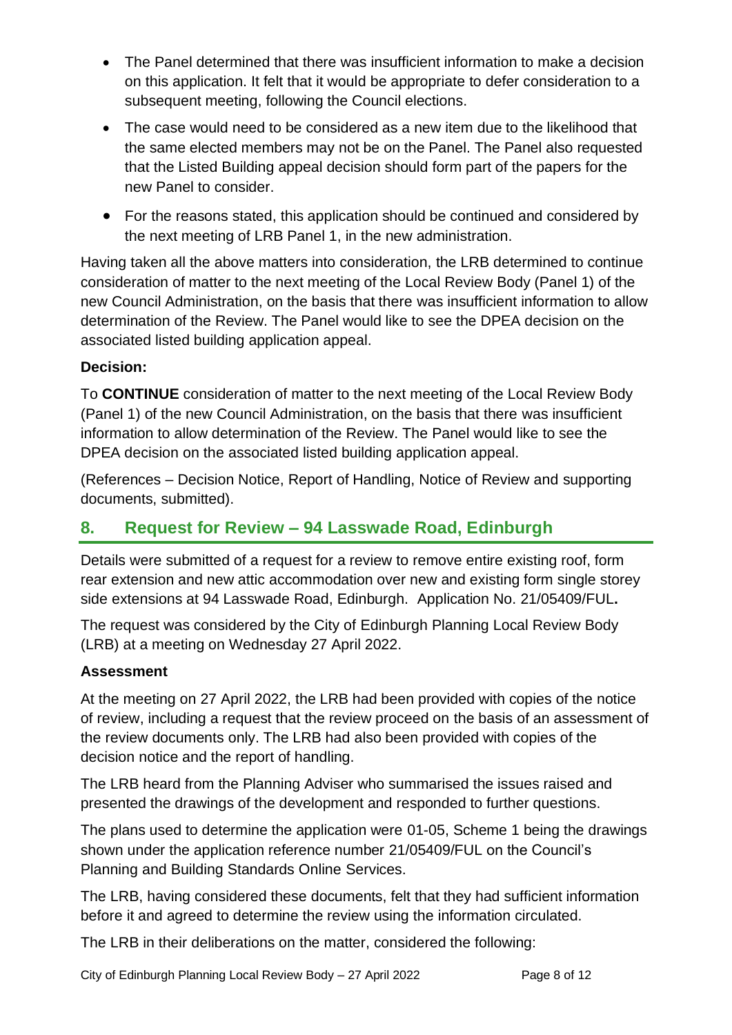- The Panel determined that there was insufficient information to make a decision on this application. It felt that it would be appropriate to defer consideration to a subsequent meeting, following the Council elections.
- The case would need to be considered as a new item due to the likelihood that the same elected members may not be on the Panel. The Panel also requested that the Listed Building appeal decision should form part of the papers for the new Panel to consider.
- For the reasons stated, this application should be continued and considered by the next meeting of LRB Panel 1, in the new administration.

Having taken all the above matters into consideration, the LRB determined to continue consideration of matter to the next meeting of the Local Review Body (Panel 1) of the new Council Administration, on the basis that there was insufficient information to allow determination of the Review. The Panel would like to see the DPEA decision on the associated listed building application appeal.

**Decision:**

To **CONTINUE** consideration of matter to the next meeting of the Local Review Body (Panel 1) of the new Council Administration, on the basis that there was insufficient information to allow determination of the Review. The Panel would like to see the DPEA decision on the associated listed building application appeal.

(References – Decision Notice, Report of Handling, Notice of Review and supporting documents, submitted).

## 8. Request for Review – 94 Lasswade Road, Edinburgh

Details were submitted of a request for a review to remove entire existing roof, form rear extension and new attic accommodation over new and existing form single storey side extensions at 94 Lasswade Road, Edinburgh. Application No. 21/05409/FUL**.**

The request was considered by the City of Edinburgh Planning Local Review Body (LRB) at a meeting on Wednesday 27 April 2022.

**Assessment**

At the meeting on 27 April 2022, the LRB had been provided with copies of the notice of review, including a request that the review proceed on the basis of an assessment of the review documents only. The LRB had also been provided with copies of the decision notice and the report of handling.

The LRB heard from the Planning Adviser who summarised the issues raised and presented the drawings of the development and responded to further questions.

The plans used to determine the application were 01-05, Scheme 1 being the drawings shown under the application reference number 21/05409/FUL on the Council's Planning and Building Standards Online Services.

The LRB, having considered these documents, felt that they had sufficient information before it and agreed to determine the review using the information circulated.

The LRB in their deliberations on the matter, considered the following: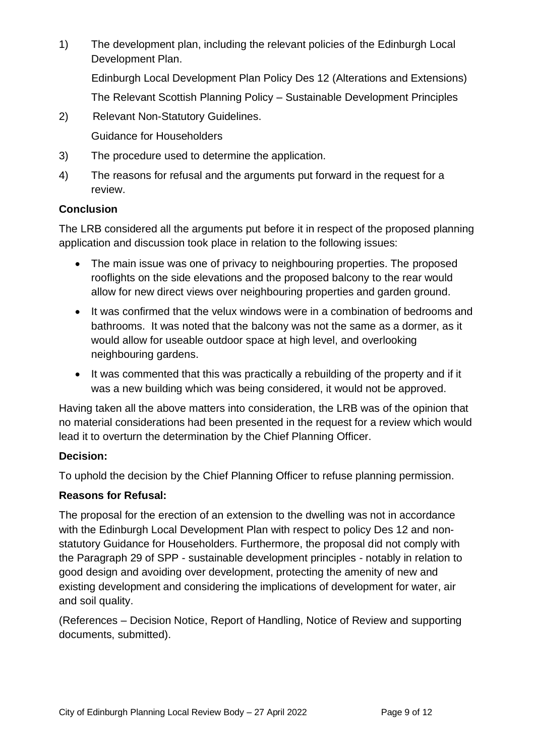1) The development plan, including the relevant policies of the Edinburgh Local Development Plan.

   Edinburgh Local Development Plan Policy Des 12 (Alterations and Extensions)

   The Relevant Scottish Planning Policy – Sustainable Development Principles

2) Relevant Non-Statutory Guidelines.

   Guidance for Householders

3) The procedure used to determine the application.

4) The reasons for refusal and the arguments put forward in the request for a review.

**Conclusion**

The LRB considered all the arguments put before it in respect of the proposed planning application and discussion took place in relation to the following issues:

- The main issue was one of privacy to neighbouring properties. The proposed rooflights on the side elevations and the proposed balcony to the rear would allow for new direct views over neighbouring properties and garden ground.
- It was confirmed that the velux windows were in a combination of bedrooms and bathrooms. It was noted that the balcony was not the same as a dormer, as it would allow for useable outdoor space at high level, and overlooking neighbouring gardens.
- It was commented that this was practically a rebuilding of the property and if it was a new building which was being considered, it would not be approved.

Having taken all the above matters into consideration, the LRB was of the opinion that no material considerations had been presented in the request for a review which would lead it to overturn the determination by the Chief Planning Officer.

**Decision:**

To uphold the decision by the Chief Planning Officer to refuse planning permission.

**Reasons for Refusal:**

The proposal for the erection of an extension to the dwelling was not in accordance with the Edinburgh Local Development Plan with respect to policy Des 12 and non-statutory Guidance for Householders. Furthermore, the proposal did not comply with the Paragraph 29 of SPP - sustainable development principles - notably in relation to good design and avoiding over development, protecting the amenity of new and existing development and considering the implications of development for water, air and soil quality.

(References – Decision Notice, Report of Handling, Notice of Review and supporting documents, submitted).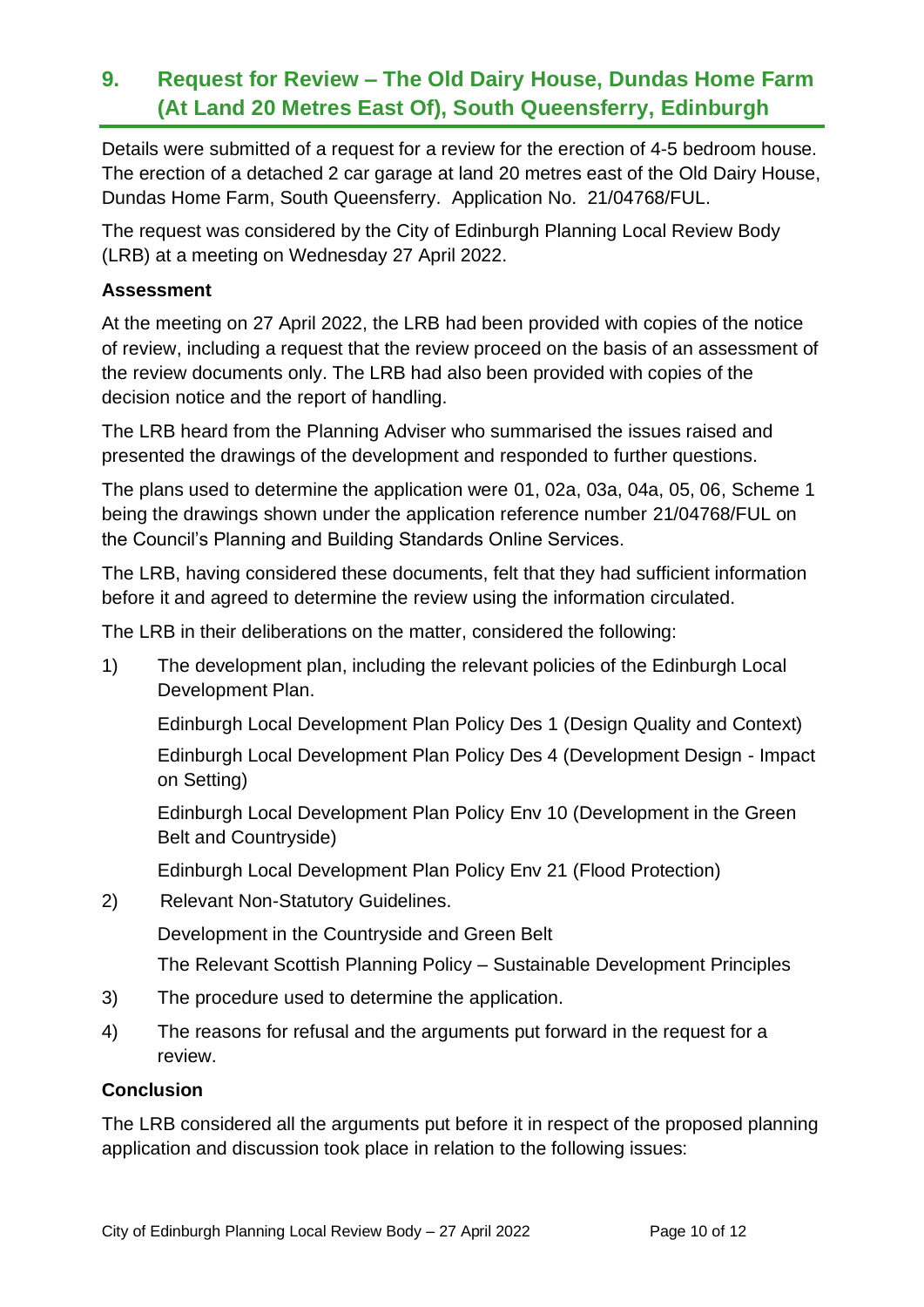## 9. Request for Review – The Old Dairy House, Dundas Home Farm (At Land 20 Metres East Of), South Queensferry, Edinburgh

Details were submitted of a request for a review for the erection of 4-5 bedroom house. The erection of a detached 2 car garage at land 20 metres east of the Old Dairy House, Dundas Home Farm, South Queensferry. Application No. 21/04768/FUL.

The request was considered by the City of Edinburgh Planning Local Review Body (LRB) at a meeting on Wednesday 27 April 2022.

**Assessment**

At the meeting on 27 April 2022, the LRB had been provided with copies of the notice of review, including a request that the review proceed on the basis of an assessment of the review documents only. The LRB had also been provided with copies of the decision notice and the report of handling.

The LRB heard from the Planning Adviser who summarised the issues raised and presented the drawings of the development and responded to further questions.

The plans used to determine the application were 01, 02a, 03a, 04a, 05, 06, Scheme 1 being the drawings shown under the application reference number 21/04768/FUL on the Council's Planning and Building Standards Online Services.

The LRB, having considered these documents, felt that they had sufficient information before it and agreed to determine the review using the information circulated.

The LRB in their deliberations on the matter, considered the following:

1) The development plan, including the relevant policies of the Edinburgh Local Development Plan.

   Edinburgh Local Development Plan Policy Des 1 (Design Quality and Context)

   Edinburgh Local Development Plan Policy Des 4 (Development Design - Impact on Setting)

   Edinburgh Local Development Plan Policy Env 10 (Development in the Green Belt and Countryside)

   Edinburgh Local Development Plan Policy Env 21 (Flood Protection)

2) Relevant Non-Statutory Guidelines.

   Development in the Countryside and Green Belt

   The Relevant Scottish Planning Policy – Sustainable Development Principles

3) The procedure used to determine the application.

4) The reasons for refusal and the arguments put forward in the request for a review.

**Conclusion**

The LRB considered all the arguments put before it in respect of the proposed planning application and discussion took place in relation to the following issues: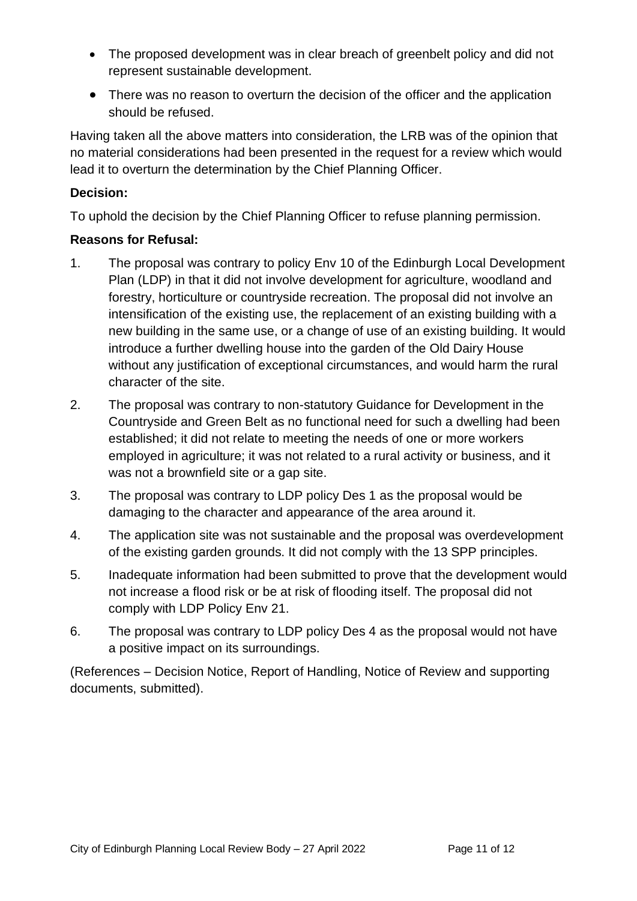- The proposed development was in clear breach of greenbelt policy and did not represent sustainable development.
- There was no reason to overturn the decision of the officer and the application should be refused.

Having taken all the above matters into consideration, the LRB was of the opinion that no material considerations had been presented in the request for a review which would lead it to overturn the determination by the Chief Planning Officer.

**Decision:**

To uphold the decision by the Chief Planning Officer to refuse planning permission.

**Reasons for Refusal:**

1. The proposal was contrary to policy Env 10 of the Edinburgh Local Development Plan (LDP) in that it did not involve development for agriculture, woodland and forestry, horticulture or countryside recreation. The proposal did not involve an intensification of the existing use, the replacement of an existing building with a new building in the same use, or a change of use of an existing building. It would introduce a further dwelling house into the garden of the Old Dairy House without any justification of exceptional circumstances, and would harm the rural character of the site.
2. The proposal was contrary to non-statutory Guidance for Development in the Countryside and Green Belt as no functional need for such a dwelling had been established; it did not relate to meeting the needs of one or more workers employed in agriculture; it was not related to a rural activity or business, and it was not a brownfield site or a gap site.
3. The proposal was contrary to LDP policy Des 1 as the proposal would be damaging to the character and appearance of the area around it.
4. The application site was not sustainable and the proposal was overdevelopment of the existing garden grounds. It did not comply with the 13 SPP principles.
5. Inadequate information had been submitted to prove that the development would not increase a flood risk or be at risk of flooding itself. The proposal did not comply with LDP Policy Env 21.
6. The proposal was contrary to LDP policy Des 4 as the proposal would not have a positive impact on its surroundings.

(References – Decision Notice, Report of Handling, Notice of Review and supporting documents, submitted).